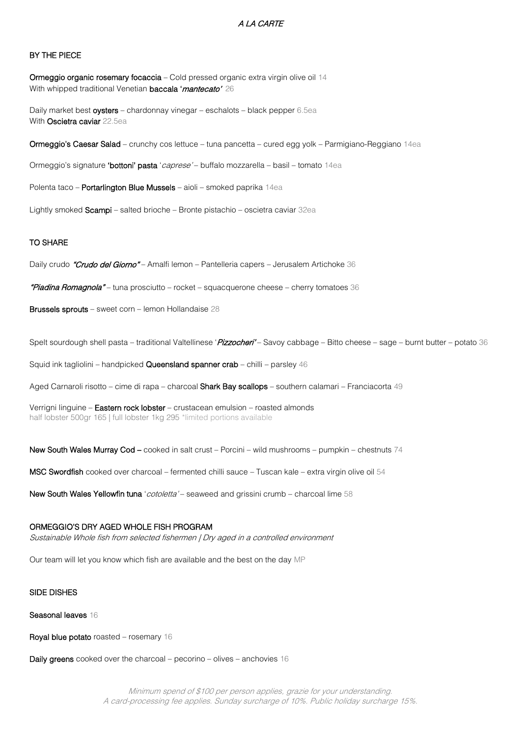# *A LA CARTE*

## BY THE PIECE

**Ormeggio organic rosemary focaccia** – Cold pressed organic extra virgin olive oil 14
With whipped traditional Venetian **baccala '*mantecato*'** 26

Daily market best **oysters** – chardonnay vinegar – eschalots – black pepper 6.5ea
With **Oscietra caviar** 22.5ea

**Ormeggio's Caesar Salad** – crunchy cos lettuce – tuna pancetta – cured egg yolk – Parmigiano-Reggiano 14ea

Ormeggio's signature **'bottoni' pasta** '*caprese*' – buffalo mozzarella – basil – tomato 14ea

Polenta taco – **Portarlington Blue Mussels** – aioli – smoked paprika 14ea

Lightly smoked **Scampi** – salted brioche – Bronte pistachio – oscietra caviar 32ea

## TO SHARE

Daily crudo ***"Crudo del Giorno"*** – Amalfi lemon – Pantelleria capers – Jerusalem Artichoke 36

***"Piadina Romagnola"*** – tuna prosciutto – rocket – squacquerone cheese – cherry tomatoes 36

**Brussels sprouts** – sweet corn – lemon Hollandaise 28

Spelt sourdough shell pasta – traditional Valtellinese '***Pizzocheri'*** – Savoy cabbage – Bitto cheese – sage – burnt butter – potato 36

Squid ink tagliolini – handpicked **Queensland spanner crab** – chilli – parsley 46

Aged Carnaroli risotto – cime di rapa – charcoal **Shark Bay scallops** – southern calamari – Franciacorta 49

Verrigni linguine – **Eastern rock lobster** – crustacean emulsion – roasted almonds
half lobster 500gr 165 | full lobster 1kg 295 *limited portions available

**New South Wales Murray Cod –** cooked in salt crust – Porcini – wild mushrooms – pumpkin – chestnuts 74

**MSC Swordfish** cooked over charcoal – fermented chilli sauce – Tuscan kale – extra virgin olive oil 54

**New South Wales Yellowfin tuna** '*cotoletta*' – seaweed and grissini crumb – charcoal lime 58

## ORMEGGIO'S DRY AGED WHOLE FISH PROGRAM

*Sustainable Whole fish from selected fishermen | Dry aged in a controlled environment*

Our team will let you know which fish are available and the best on the day MP

## SIDE DISHES

**Seasonal leaves** 16

**Royal blue potato** roasted – rosemary 16

**Daily greens** cooked over the charcoal – pecorino – olives – anchovies 16

*Minimum spend of $100 per person applies, grazie for your understanding.*
*A card-processing fee applies. Sunday surcharge of 10%. Public holiday surcharge 15%.*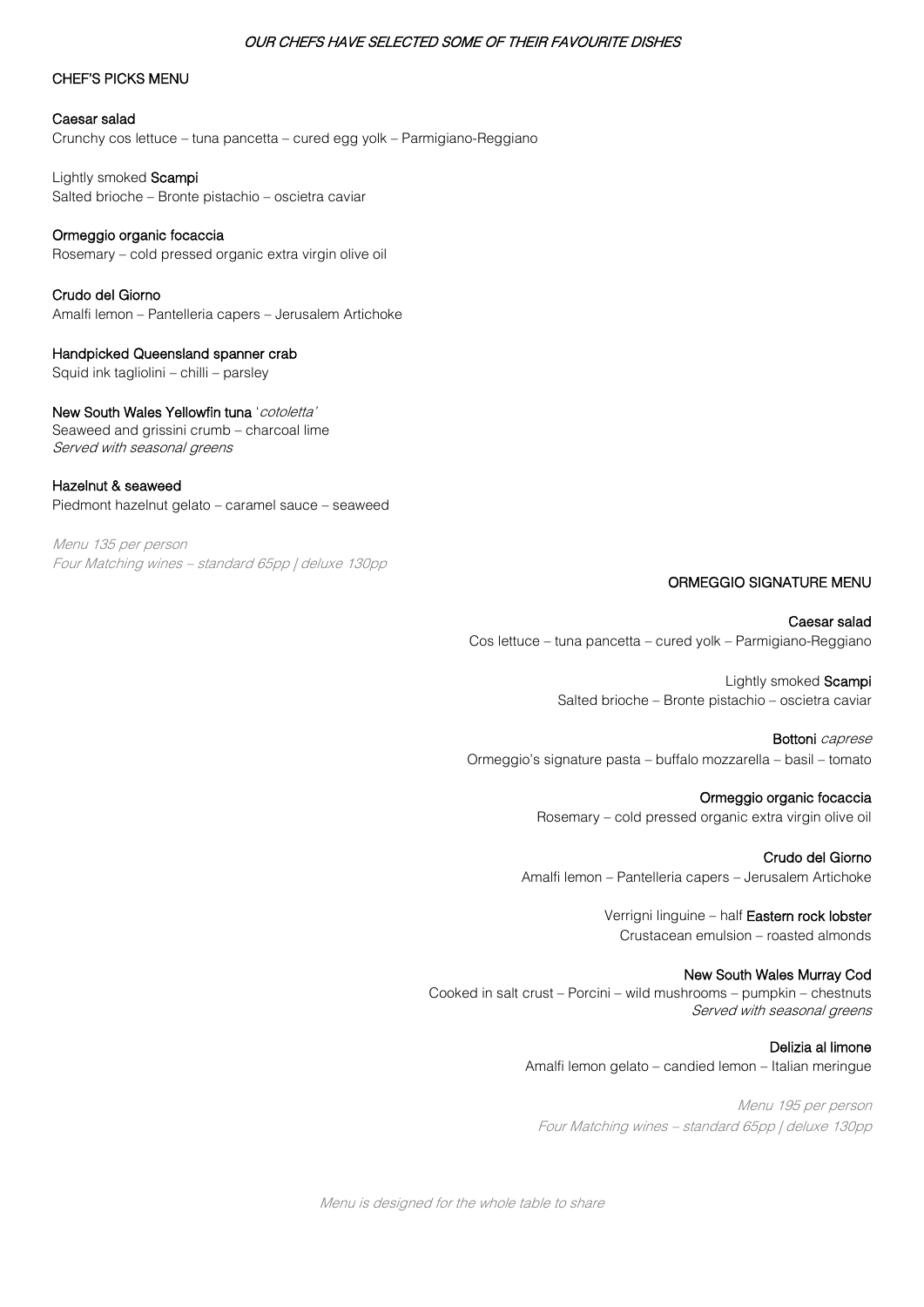*OUR CHEFS HAVE SELECTED SOME OF THEIR FAVOURITE DISHES*

## CHEF'S PICKS MENU

**Caesar salad**
Crunchy cos lettuce – tuna pancetta – cured egg yolk – Parmigiano-Reggiano

Lightly smoked **Scampi**
Salted brioche – Bronte pistachio – oscietra caviar

**Ormeggio organic focaccia**
Rosemary – cold pressed organic extra virgin olive oil

**Crudo del Giorno**
Amalfi lemon – Pantelleria capers – Jerusalem Artichoke

**Handpicked Queensland spanner crab**
Squid ink tagliolini – chilli – parsley

**New South Wales Yellowfin tuna** '*cotoletta*'
Seaweed and grissini crumb – charcoal lime
*Served with seasonal greens*

**Hazelnut & seaweed**
Piedmont hazelnut gelato – caramel sauce – seaweed

*Menu 135 per person*
*Four Matching wines – standard 65pp | deluxe 130pp*

## ORMEGGIO SIGNATURE MENU

**Caesar salad**
Cos lettuce – tuna pancetta – cured yolk – Parmigiano-Reggiano

Lightly smoked **Scampi**
Salted brioche – Bronte pistachio – oscietra caviar

**Bottoni** *caprese*
Ormeggio's signature pasta – buffalo mozzarella – basil – tomato

**Ormeggio organic focaccia**
Rosemary – cold pressed organic extra virgin olive oil

**Crudo del Giorno**
Amalfi lemon – Pantelleria capers – Jerusalem Artichoke

Verrigni linguine – half **Eastern rock lobster**
Crustacean emulsion – roasted almonds

**New South Wales Murray Cod**
Cooked in salt crust – Porcini – wild mushrooms – pumpkin – chestnuts
*Served with seasonal greens*

**Delizia al limone**
Amalfi lemon gelato – candied lemon – Italian meringue

*Menu 195 per person*
*Four Matching wines – standard 65pp | deluxe 130pp*

*Menu is designed for the whole table to share*